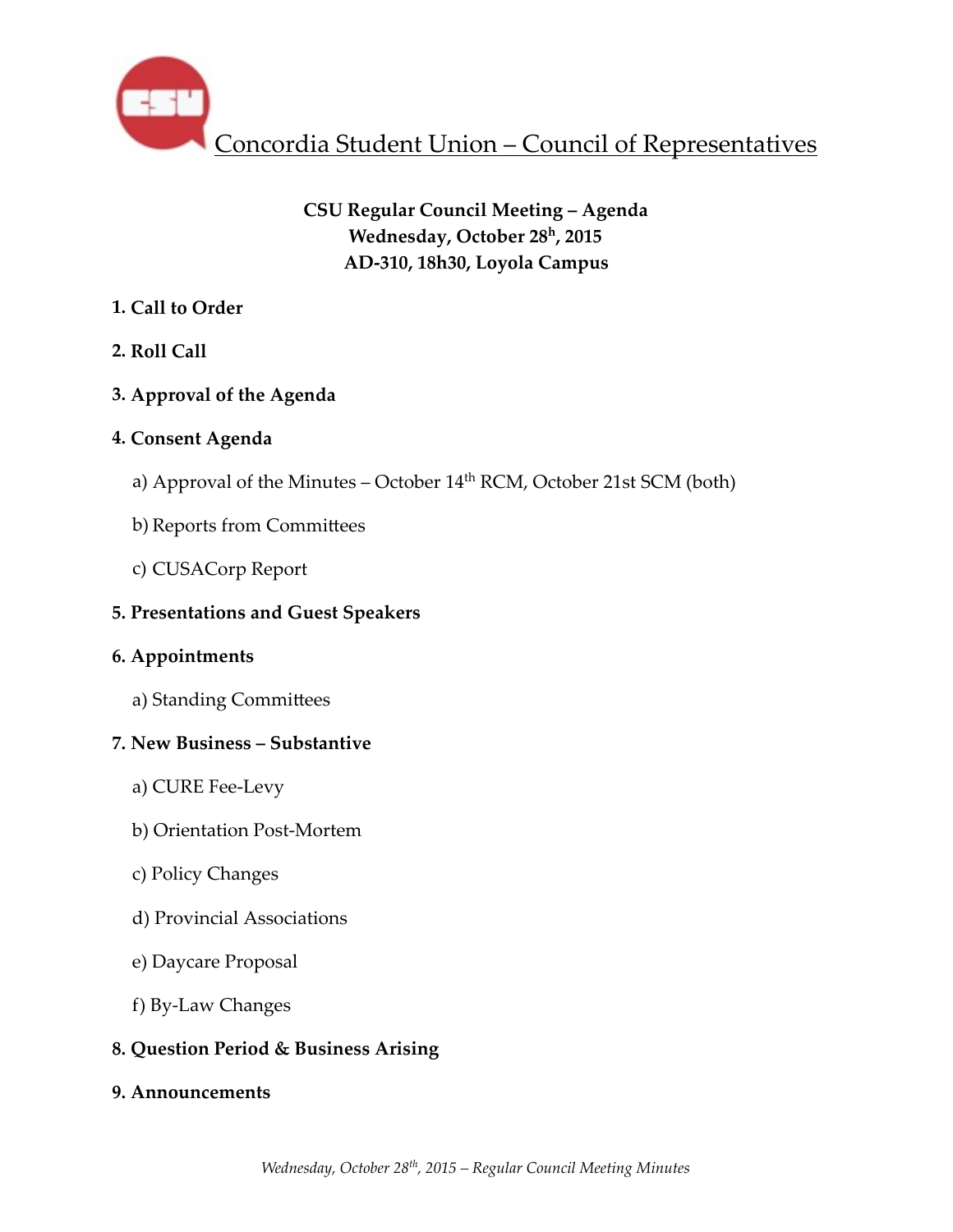# Concordia Student Union – Council of Representatives

**CSU Regular Council Meeting – Agenda**
**Wednesday, October 28h, 2015**
**AD-310, 18h30, Loyola Campus**

**1. Call to Order**

**2. Roll Call**

**3. Approval of the Agenda**

**4. Consent Agenda**

a) Approval of the Minutes – October 14th RCM, October 21st SCM (both)

b) Reports from Committees

c) CUSACorp Report

**5. Presentations and Guest Speakers**

**6. Appointments**

a) Standing Committees

**7. New Business – Substantive**

a) CURE Fee-Levy

b) Orientation Post-Mortem

c) Policy Changes

d) Provincial Associations

e) Daycare Proposal

f) By-Law Changes

**8. Question Period & Business Arising**

**9. Announcements**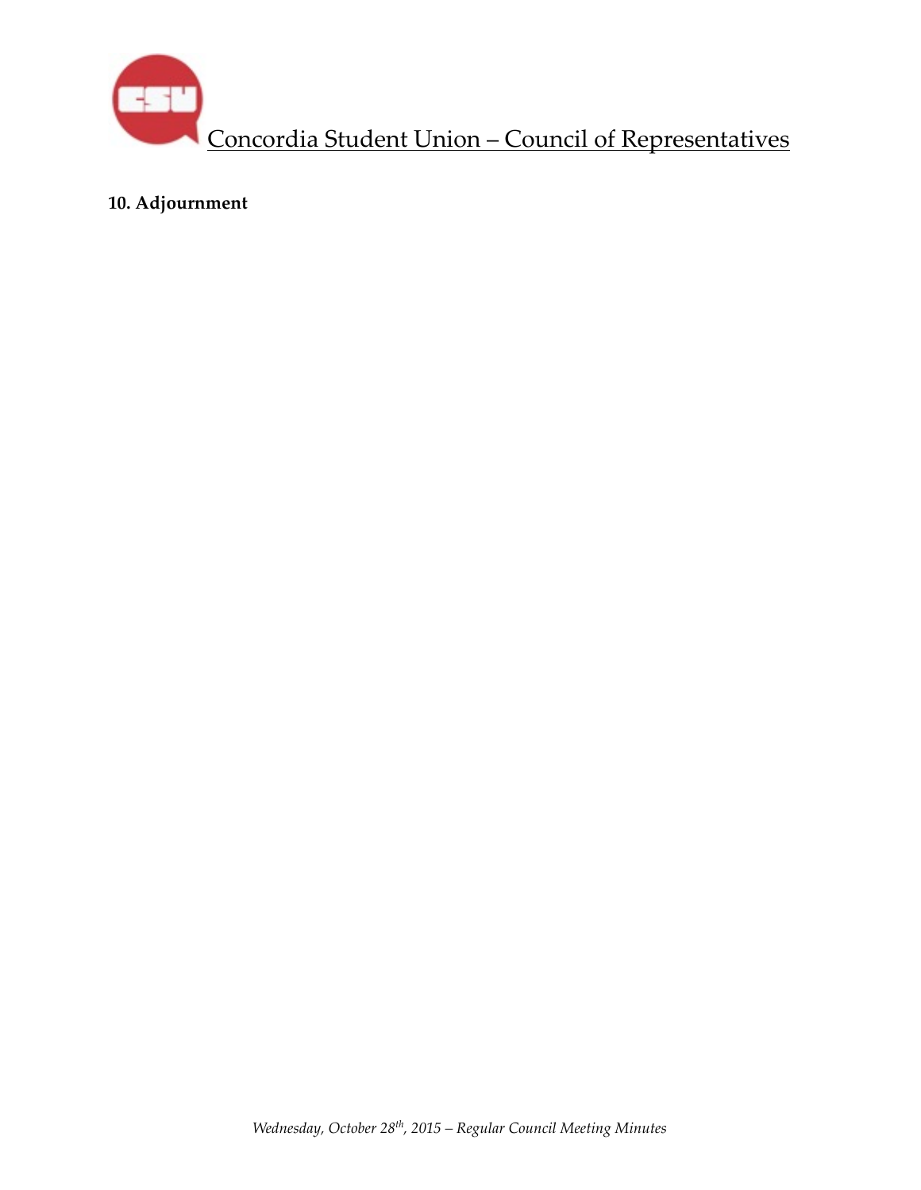**10. Adjournment**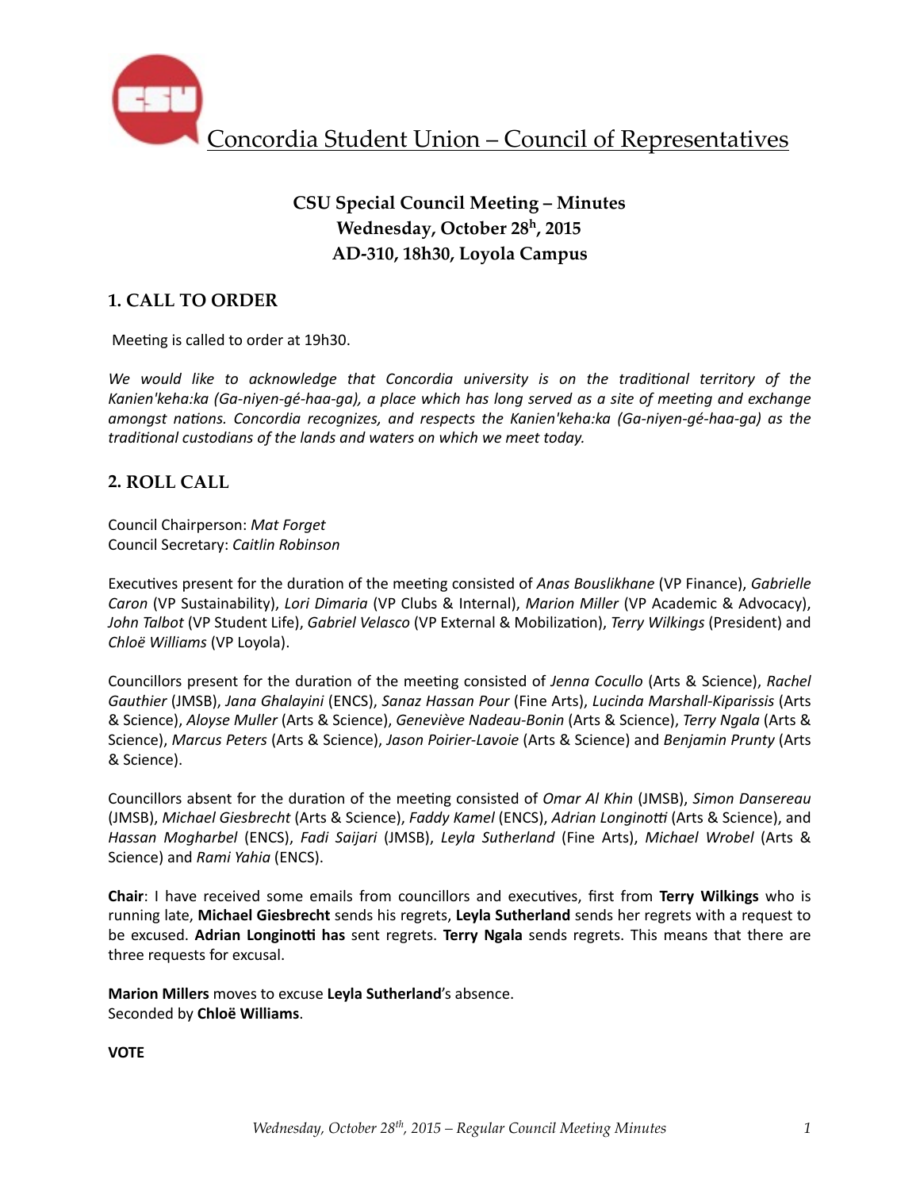Concordia Student Union – Council of Representatives

**CSU Special Council Meeting – Minutes**
**Wednesday, October 28h, 2015**
**AD-310, 18h30, Loyola Campus**

## 1. CALL TO ORDER

Meeting is called to order at 19h30.

*We would like to acknowledge that Concordia university is on the traditional territory of the Kanien'keha:ka (Ga-niyen-gé-haa-ga), a place which has long served as a site of meeting and exchange amongst nations. Concordia recognizes, and respects the Kanien'keha:ka (Ga-niyen-gé-haa-ga) as the traditional custodians of the lands and waters on which we meet today.*

## 2. ROLL CALL

Council Chairperson: *Mat Forget*
Council Secretary: *Caitlin Robinson*

Executives present for the duration of the meeting consisted of *Anas Bouslikhane* (VP Finance), *Gabrielle Caron* (VP Sustainability), *Lori Dimaria* (VP Clubs & Internal), *Marion Miller* (VP Academic & Advocacy), *John Talbot* (VP Student Life), *Gabriel Velasco* (VP External & Mobilization), *Terry Wilkings* (President) and *Chloë Williams* (VP Loyola).

Councillors present for the duration of the meeting consisted of *Jenna Cocullo* (Arts & Science), *Rachel Gauthier* (JMSB), *Jana Ghalayini* (ENCS), *Sanaz Hassan Pour* (Fine Arts), *Lucinda Marshall-Kiparissis* (Arts & Science), *Aloyse Muller* (Arts & Science), *Geneviève Nadeau-Bonin* (Arts & Science), *Terry Ngala* (Arts & Science), *Marcus Peters* (Arts & Science), *Jason Poirier-Lavoie* (Arts & Science) and *Benjamin Prunty* (Arts & Science).

Councillors absent for the duration of the meeting consisted of *Omar Al Khin* (JMSB), *Simon Dansereau* (JMSB), *Michael Giesbrecht* (Arts & Science), *Faddy Kamel* (ENCS), *Adrian Longinotti* (Arts & Science), and *Hassan Mogharbel* (ENCS), *Fadi Saijari* (JMSB), *Leyla Sutherland* (Fine Arts), *Michael Wrobel* (Arts & Science) and *Rami Yahia* (ENCS).

**Chair**: I have received some emails from councillors and executives, first from **Terry Wilkings** who is running late, **Michael Giesbrecht** sends his regrets, **Leyla Sutherland** sends her regrets with a request to be excused. **Adrian Longinotti has** sent regrets. **Terry Ngala** sends regrets. This means that there are three requests for excusal.

**Marion Millers** moves to excuse **Leyla Sutherland**'s absence.
Seconded by **Chloë Williams**.

**VOTE**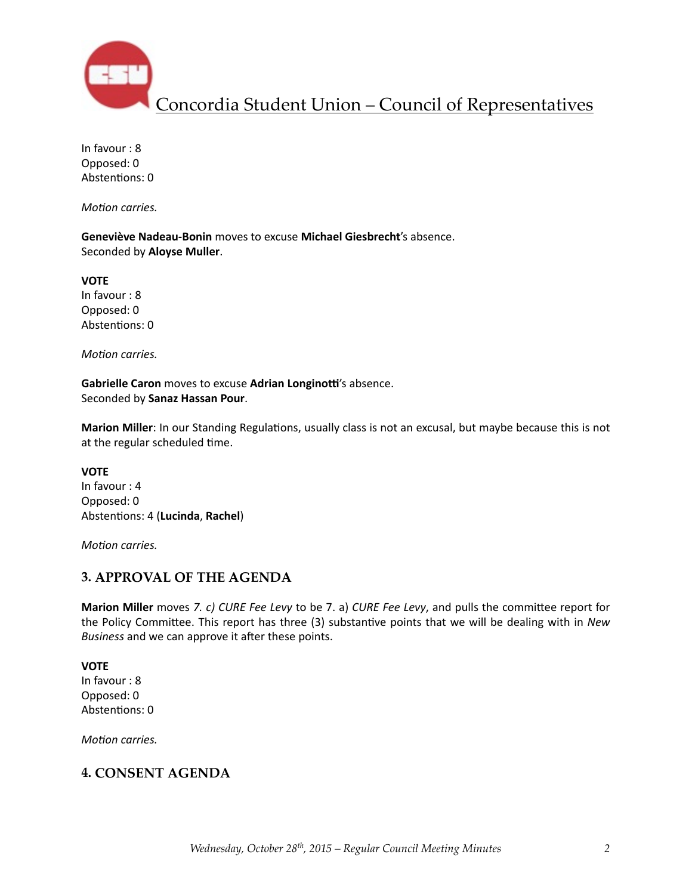In favour : 8
Opposed: 0
Abstentions: 0

*Motion carries.*

**Geneviève Nadeau-Bonin** moves to excuse **Michael Giesbrecht**'s absence.
Seconded by **Aloyse Muller**.

**VOTE**
In favour : 8
Opposed: 0
Abstentions: 0

*Motion carries.*

**Gabrielle Caron** moves to excuse **Adrian Longinotti**'s absence.
Seconded by **Sanaz Hassan Pour**.

**Marion Miller**: In our Standing Regulations, usually class is not an excusal, but maybe because this is not at the regular scheduled time.

**VOTE**
In favour : 4
Opposed: 0
Abstentions: 4 (**Lucinda**, **Rachel**)

*Motion carries.*

## 3. APPROVAL OF THE AGENDA

**Marion Miller** moves *7. c) CURE Fee Levy* to be 7. a) *CURE Fee Levy*, and pulls the committee report for the Policy Committee. This report has three (3) substantive points that we will be dealing with in *New Business* and we can approve it after these points.

**VOTE**
In favour : 8
Opposed: 0
Abstentions: 0

*Motion carries.*

## 4. CONSENT AGENDA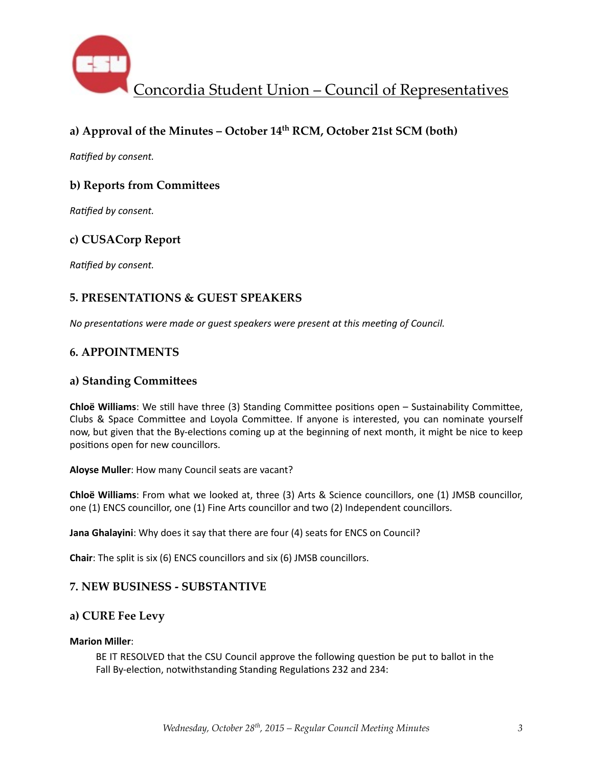### a) Approval of the Minutes – October 14th RCM, October 21st SCM (both)

*Ratified by consent.*

### b) Reports from Committees

*Ratified by consent.*

### c) CUSACorp Report

*Ratified by consent.*

## 5. PRESENTATIONS & GUEST SPEAKERS

*No presentations were made or guest speakers were present at this meeting of Council.*

## 6. APPOINTMENTS

### a) Standing Committees

**Chloë Williams**: We still have three (3) Standing Committee positions open – Sustainability Committee, Clubs & Space Committee and Loyola Committee. If anyone is interested, you can nominate yourself now, but given that the By-elections coming up at the beginning of next month, it might be nice to keep positions open for new councillors.

**Aloyse Muller**: How many Council seats are vacant?

**Chloë Williams**: From what we looked at, three (3) Arts & Science councillors, one (1) JMSB councillor, one (1) ENCS councillor, one (1) Fine Arts councillor and two (2) Independent councillors.

**Jana Ghalayini**: Why does it say that there are four (4) seats for ENCS on Council?

**Chair**: The split is six (6) ENCS councillors and six (6) JMSB councillors.

## 7. NEW BUSINESS - SUBSTANTIVE

### a) CURE Fee Levy

**Marion Miller**:

BE IT RESOLVED that the CSU Council approve the following question be put to ballot in the Fall By-election, notwithstanding Standing Regulations 232 and 234: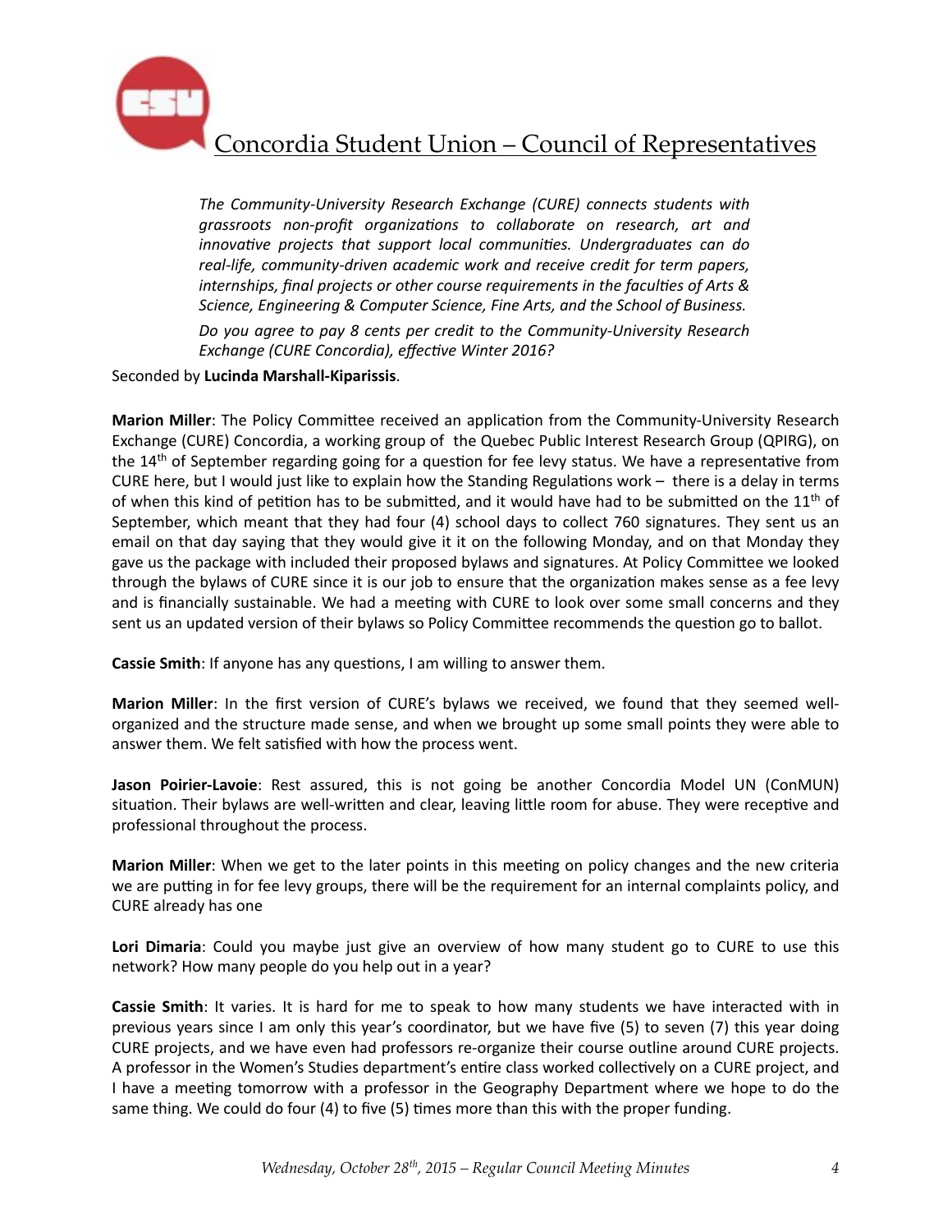*The Community-University Research Exchange (CURE) connects students with grassroots non-profit organizations to collaborate on research, art and innovative projects that support local communities. Undergraduates can do real-life, community-driven academic work and receive credit for term papers, internships, final projects or other course requirements in the faculties of Arts & Science, Engineering & Computer Science, Fine Arts, and the School of Business.*

*Do you agree to pay 8 cents per credit to the Community-University Research Exchange (CURE Concordia), effective Winter 2016?*

Seconded by **Lucinda Marshall-Kiparissis**.

**Marion Miller**: The Policy Committee received an application from the Community-University Research Exchange (CURE) Concordia, a working group of the Quebec Public Interest Research Group (QPIRG), on the 14th of September regarding going for a question for fee levy status. We have a representative from CURE here, but I would just like to explain how the Standing Regulations work – there is a delay in terms of when this kind of petition has to be submitted, and it would have had to be submitted on the 11th of September, which meant that they had four (4) school days to collect 760 signatures. They sent us an email on that day saying that they would give it it on the following Monday, and on that Monday they gave us the package with included their proposed bylaws and signatures. At Policy Committee we looked through the bylaws of CURE since it is our job to ensure that the organization makes sense as a fee levy and is financially sustainable. We had a meeting with CURE to look over some small concerns and they sent us an updated version of their bylaws so Policy Committee recommends the question go to ballot.

**Cassie Smith**: If anyone has any questions, I am willing to answer them.

**Marion Miller**: In the first version of CURE's bylaws we received, we found that they seemed well-organized and the structure made sense, and when we brought up some small points they were able to answer them. We felt satisfied with how the process went.

**Jason Poirier-Lavoie**: Rest assured, this is not going be another Concordia Model UN (ConMUN) situation. Their bylaws are well-written and clear, leaving little room for abuse. They were receptive and professional throughout the process.

**Marion Miller**: When we get to the later points in this meeting on policy changes and the new criteria we are putting in for fee levy groups, there will be the requirement for an internal complaints policy, and CURE already has one

**Lori Dimaria**: Could you maybe just give an overview of how many student go to CURE to use this network? How many people do you help out in a year?

**Cassie Smith**: It varies. It is hard for me to speak to how many students we have interacted with in previous years since I am only this year's coordinator, but we have five (5) to seven (7) this year doing CURE projects, and we have even had professors re-organize their course outline around CURE projects. A professor in the Women's Studies department's entire class worked collectively on a CURE project, and I have a meeting tomorrow with a professor in the Geography Department where we hope to do the same thing. We could do four (4) to five (5) times more than this with the proper funding.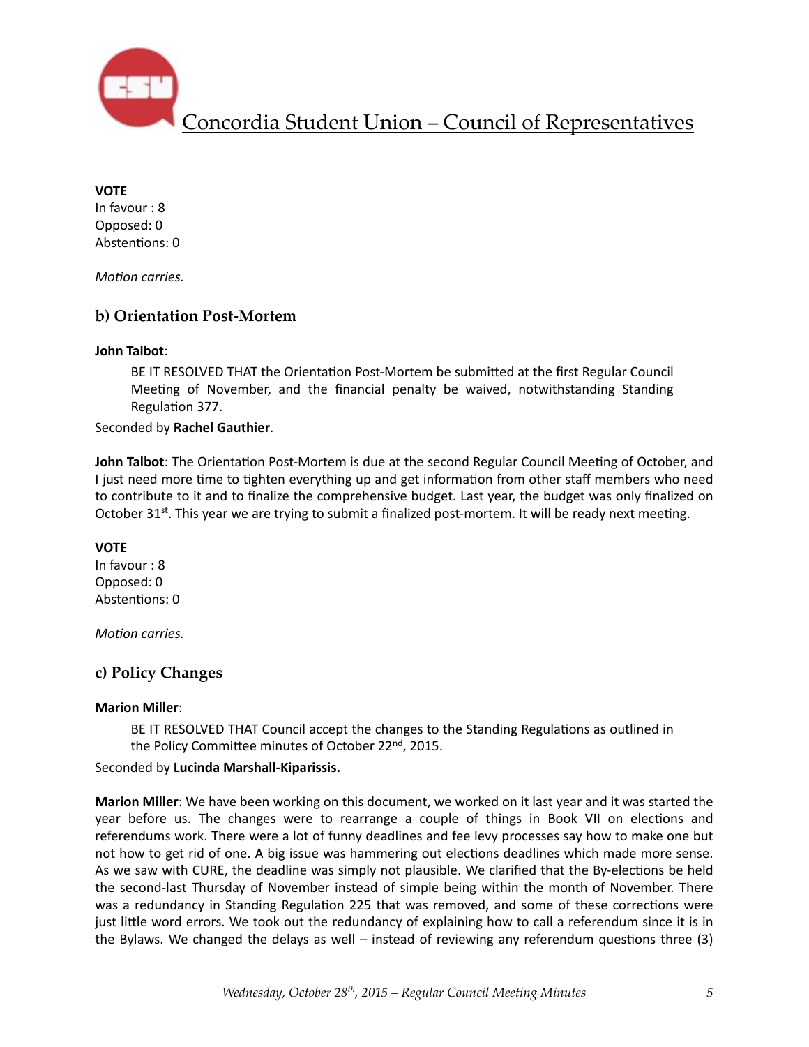**VOTE**
In favour : 8
Opposed: 0
Abstentions: 0

*Motion carries.*

## b) Orientation Post-Mortem

**John Talbot**:

> BE IT RESOLVED THAT the Orientation Post-Mortem be submitted at the first Regular Council Meeting of November, and the financial penalty be waived, notwithstanding Standing Regulation 377.

Seconded by **Rachel Gauthier**.

**John Talbot**: The Orientation Post-Mortem is due at the second Regular Council Meeting of October, and I just need more time to tighten everything up and get information from other staff members who need to contribute to it and to finalize the comprehensive budget. Last year, the budget was only finalized on October 31st. This year we are trying to submit a finalized post-mortem. It will be ready next meeting.

**VOTE**
In favour : 8
Opposed: 0
Abstentions: 0

*Motion carries.*

## c) Policy Changes

**Marion Miller**:

> BE IT RESOLVED THAT Council accept the changes to the Standing Regulations as outlined in the Policy Committee minutes of October 22nd, 2015.

Seconded by **Lucinda Marshall-Kiparissis.**

**Marion Miller**: We have been working on this document, we worked on it last year and it was started the year before us. The changes were to rearrange a couple of things in Book VII on elections and referendums work. There were a lot of funny deadlines and fee levy processes say how to make one but not how to get rid of one. A big issue was hammering out elections deadlines which made more sense. As we saw with CURE, the deadline was simply not plausible. We clarified that the By-elections be held the second-last Thursday of November instead of simple being within the month of November. There was a redundancy in Standing Regulation 225 that was removed, and some of these corrections were just little word errors. We took out the redundancy of explaining how to call a referendum since it is in the Bylaws. We changed the delays as well – instead of reviewing any referendum questions three (3)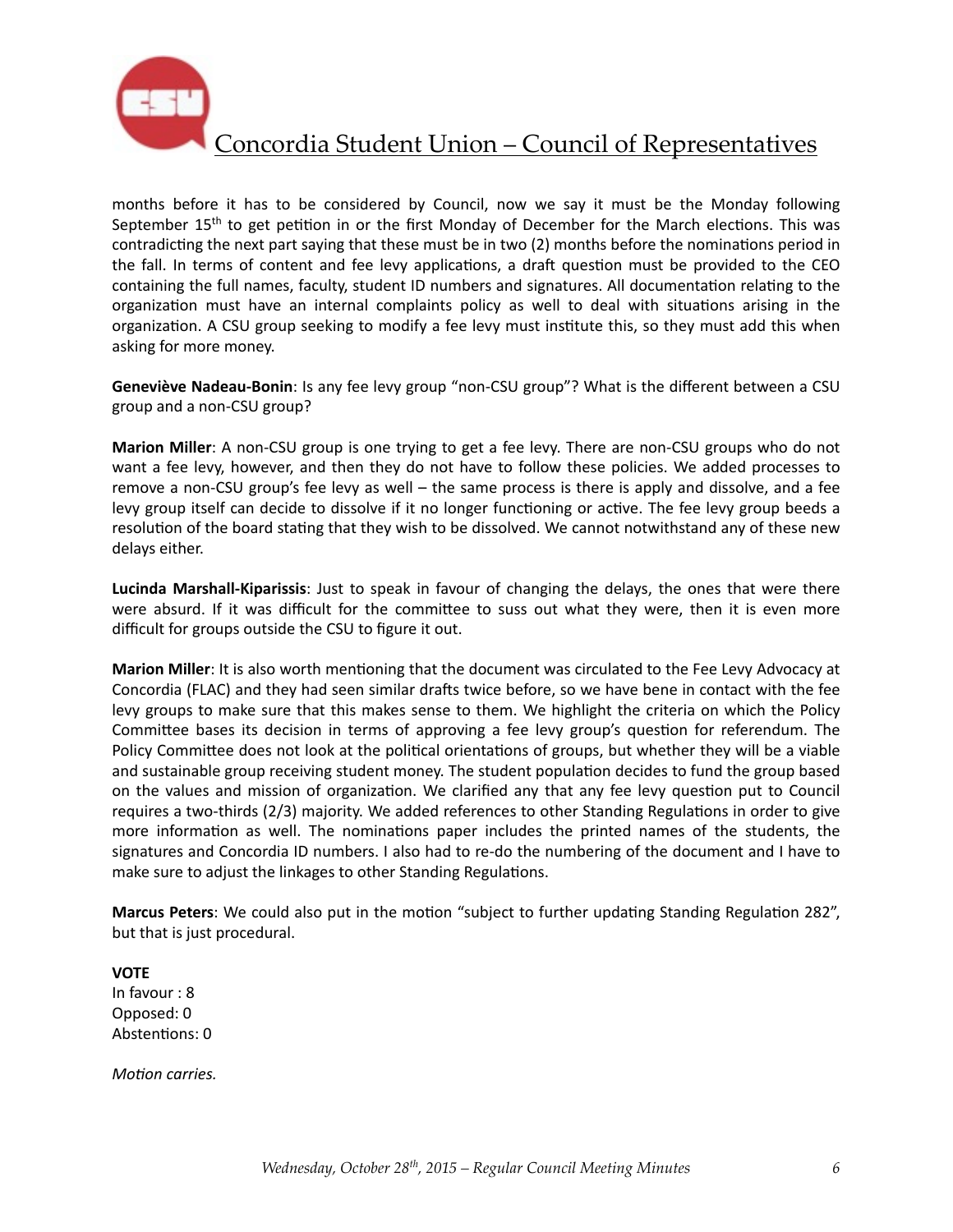months before it has to be considered by Council, now we say it must be the Monday following September 15th to get petition in or the first Monday of December for the March elections. This was contradicting the next part saying that these must be in two (2) months before the nominations period in the fall. In terms of content and fee levy applications, a draft question must be provided to the CEO containing the full names, faculty, student ID numbers and signatures. All documentation relating to the organization must have an internal complaints policy as well to deal with situations arising in the organization. A CSU group seeking to modify a fee levy must institute this, so they must add this when asking for more money.

**Geneviève Nadeau-Bonin**: Is any fee levy group "non-CSU group"? What is the different between a CSU group and a non-CSU group?

**Marion Miller**: A non-CSU group is one trying to get a fee levy. There are non-CSU groups who do not want a fee levy, however, and then they do not have to follow these policies. We added processes to remove a non-CSU group's fee levy as well – the same process is there is apply and dissolve, and a fee levy group itself can decide to dissolve if it no longer functioning or active. The fee levy group beeds a resolution of the board stating that they wish to be dissolved. We cannot notwithstand any of these new delays either.

**Lucinda Marshall-Kiparissis**: Just to speak in favour of changing the delays, the ones that were there were absurd. If it was difficult for the committee to suss out what they were, then it is even more difficult for groups outside the CSU to figure it out.

**Marion Miller**: It is also worth mentioning that the document was circulated to the Fee Levy Advocacy at Concordia (FLAC) and they had seen similar drafts twice before, so we have bene in contact with the fee levy groups to make sure that this makes sense to them. We highlight the criteria on which the Policy Committee bases its decision in terms of approving a fee levy group's question for referendum. The Policy Committee does not look at the political orientations of groups, but whether they will be a viable and sustainable group receiving student money. The student population decides to fund the group based on the values and mission of organization. We clarified any that any fee levy question put to Council requires a two-thirds (2/3) majority. We added references to other Standing Regulations in order to give more information as well. The nominations paper includes the printed names of the students, the signatures and Concordia ID numbers. I also had to re-do the numbering of the document and I have to make sure to adjust the linkages to other Standing Regulations.

**Marcus Peters**: We could also put in the motion "subject to further updating Standing Regulation 282", but that is just procedural.

**VOTE**
In favour : 8
Opposed: 0
Abstentions: 0

*Motion carries.*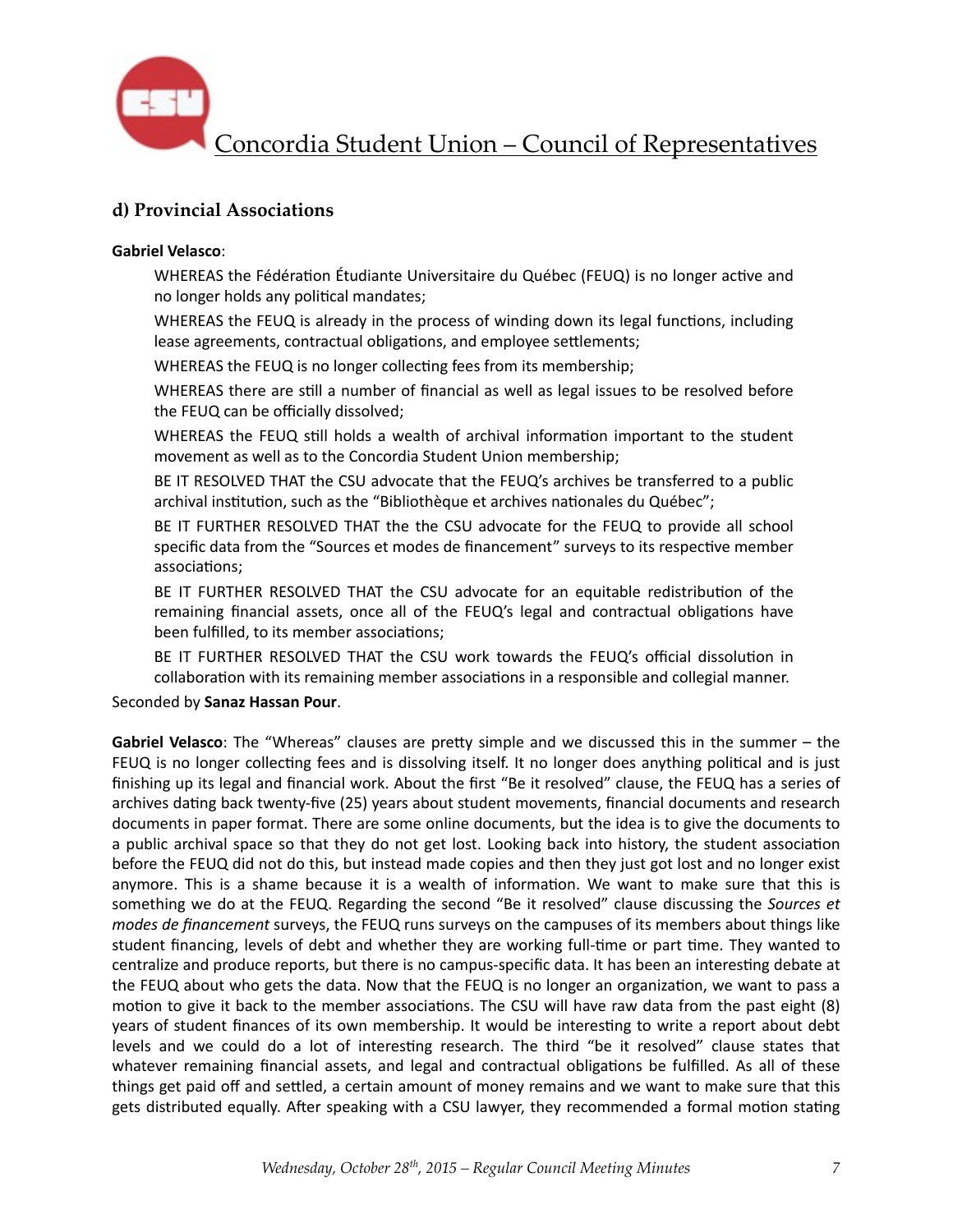### d) Provincial Associations

**Gabriel Velasco**:

WHEREAS the Fédération Étudiante Universitaire du Québec (FEUQ) is no longer active and no longer holds any political mandates;

WHEREAS the FEUQ is already in the process of winding down its legal functions, including lease agreements, contractual obligations, and employee settlements;

WHEREAS the FEUQ is no longer collecting fees from its membership;

WHEREAS there are still a number of financial as well as legal issues to be resolved before the FEUQ can be officially dissolved;

WHEREAS the FEUQ still holds a wealth of archival information important to the student movement as well as to the Concordia Student Union membership;

BE IT RESOLVED THAT the CSU advocate that the FEUQ's archives be transferred to a public archival institution, such as the "Bibliothèque et archives nationales du Québec";

BE IT FURTHER RESOLVED THAT the the CSU advocate for the FEUQ to provide all school specific data from the "Sources et modes de financement" surveys to its respective member associations;

BE IT FURTHER RESOLVED THAT the CSU advocate for an equitable redistribution of the remaining financial assets, once all of the FEUQ's legal and contractual obligations have been fulfilled, to its member associations;

BE IT FURTHER RESOLVED THAT the CSU work towards the FEUQ's official dissolution in collaboration with its remaining member associations in a responsible and collegial manner.

Seconded by **Sanaz Hassan Pour**.

**Gabriel Velasco**: The "Whereas" clauses are pretty simple and we discussed this in the summer – the FEUQ is no longer collecting fees and is dissolving itself. It no longer does anything political and is just finishing up its legal and financial work. About the first "Be it resolved" clause, the FEUQ has a series of archives dating back twenty-five (25) years about student movements, financial documents and research documents in paper format. There are some online documents, but the idea is to give the documents to a public archival space so that they do not get lost. Looking back into history, the student association before the FEUQ did not do this, but instead made copies and then they just got lost and no longer exist anymore. This is a shame because it is a wealth of information. We want to make sure that this is something we do at the FEUQ. Regarding the second "Be it resolved" clause discussing the *Sources et modes de financement* surveys, the FEUQ runs surveys on the campuses of its members about things like student financing, levels of debt and whether they are working full-time or part time. They wanted to centralize and produce reports, but there is no campus-specific data. It has been an interesting debate at the FEUQ about who gets the data. Now that the FEUQ is no longer an organization, we want to pass a motion to give it back to the member associations. The CSU will have raw data from the past eight (8) years of student finances of its own membership. It would be interesting to write a report about debt levels and we could do a lot of interesting research. The third "be it resolved" clause states that whatever remaining financial assets, and legal and contractual obligations be fulfilled. As all of these things get paid off and settled, a certain amount of money remains and we want to make sure that this gets distributed equally. After speaking with a CSU lawyer, they recommended a formal motion stating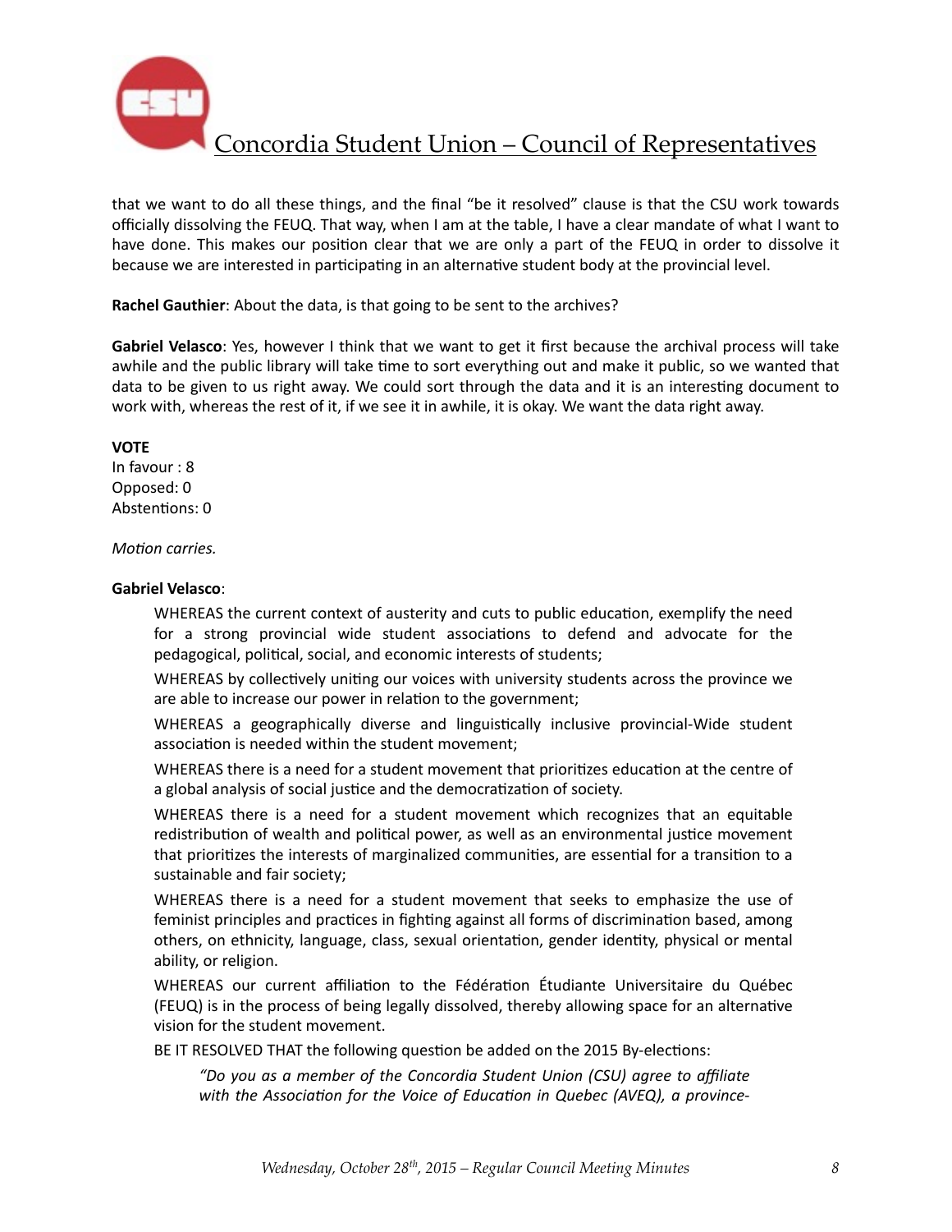that we want to do all these things, and the final "be it resolved" clause is that the CSU work towards officially dissolving the FEUQ. That way, when I am at the table, I have a clear mandate of what I want to have done. This makes our position clear that we are only a part of the FEUQ in order to dissolve it because we are interested in participating in an alternative student body at the provincial level.

**Rachel Gauthier**: About the data, is that going to be sent to the archives?

**Gabriel Velasco**: Yes, however I think that we want to get it first because the archival process will take awhile and the public library will take time to sort everything out and make it public, so we wanted that data to be given to us right away. We could sort through the data and it is an interesting document to work with, whereas the rest of it, if we see it in awhile, it is okay. We want the data right away.

**VOTE**
In favour : 8
Opposed: 0
Abstentions: 0

*Motion carries.*

**Gabriel Velasco**:

> WHEREAS the current context of austerity and cuts to public education, exemplify the need for a strong provincial wide student associations to defend and advocate for the pedagogical, political, social, and economic interests of students;
>
> WHEREAS by collectively uniting our voices with university students across the province we are able to increase our power in relation to the government;
>
> WHEREAS a geographically diverse and linguistically inclusive provincial-Wide student association is needed within the student movement;
>
> WHEREAS there is a need for a student movement that prioritizes education at the centre of a global analysis of social justice and the democratization of society.
>
> WHEREAS there is a need for a student movement which recognizes that an equitable redistribution of wealth and political power, as well as an environmental justice movement that prioritizes the interests of marginalized communities, are essential for a transition to a sustainable and fair society;
>
> WHEREAS there is a need for a student movement that seeks to emphasize the use of feminist principles and practices in fighting against all forms of discrimination based, among others, on ethnicity, language, class, sexual orientation, gender identity, physical or mental ability, or religion.
>
> WHEREAS our current affiliation to the Fédération Étudiante Universitaire du Québec (FEUQ) is in the process of being legally dissolved, thereby allowing space for an alternative vision for the student movement.
>
> BE IT RESOLVED THAT the following question be added on the 2015 By-elections:
>
> > *"Do you as a member of the Concordia Student Union (CSU) agree to affiliate with the Association for the Voice of Education in Quebec (AVEQ), a province-*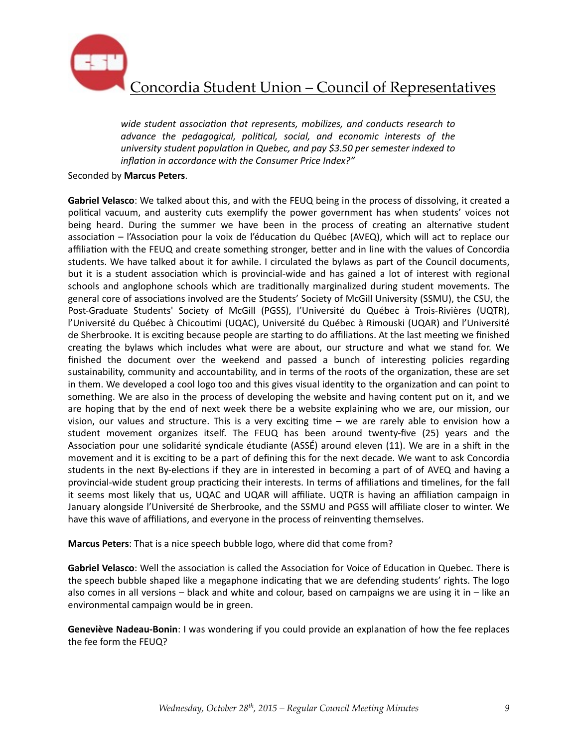*wide student association that represents, mobilizes, and conducts research to advance the pedagogical, political, social, and economic interests of the university student population in Quebec, and pay $3.50 per semester indexed to inflation in accordance with the Consumer Price Index?"*

Seconded by **Marcus Peters**.

**Gabriel Velasco**: We talked about this, and with the FEUQ being in the process of dissolving, it created a political vacuum, and austerity cuts exemplify the power government has when students' voices not being heard. During the summer we have been in the process of creating an alternative student association – l'Association pour la voix de l'éducation du Québec (AVEQ), which will act to replace our affiliation with the FEUQ and create something stronger, better and in line with the values of Concordia students. We have talked about it for awhile. I circulated the bylaws as part of the Council documents, but it is a student association which is provincial-wide and has gained a lot of interest with regional schools and anglophone schools which are traditionally marginalized during student movements. The general core of associations involved are the Students' Society of McGill University (SSMU), the CSU, the Post-Graduate Students' Society of McGill (PGSS), l'Université du Québec à Trois-Rivières (UQTR), l'Université du Québec à Chicoutimi (UQAC), Université du Québec à Rimouski (UQAR) and l'Université de Sherbrooke. It is exciting because people are starting to do affiliations. At the last meeting we finished creating the bylaws which includes what were are about, our structure and what we stand for. We finished the document over the weekend and passed a bunch of interesting policies regarding sustainability, community and accountability, and in terms of the roots of the organization, these are set in them. We developed a cool logo too and this gives visual identity to the organization and can point to something. We are also in the process of developing the website and having content put on it, and we are hoping that by the end of next week there be a website explaining who we are, our mission, our vision, our values and structure. This is a very exciting time – we are rarely able to envision how a student movement organizes itself. The FEUQ has been around twenty-five (25) years and the Association pour une solidarité syndicale étudiante (ASSÉ) around eleven (11). We are in a shift in the movement and it is exciting to be a part of defining this for the next decade. We want to ask Concordia students in the next By-elections if they are in interested in becoming a part of of AVEQ and having a provincial-wide student group practicing their interests. In terms of affiliations and timelines, for the fall it seems most likely that us, UQAC and UQAR will affiliate. UQTR is having an affiliation campaign in January alongside l'Université de Sherbrooke, and the SSMU and PGSS will affiliate closer to winter. We have this wave of affiliations, and everyone in the process of reinventing themselves.

**Marcus Peters**: That is a nice speech bubble logo, where did that come from?

**Gabriel Velasco**: Well the association is called the Association for Voice of Education in Quebec. There is the speech bubble shaped like a megaphone indicating that we are defending students' rights. The logo also comes in all versions – black and white and colour, based on campaigns we are using it in – like an environmental campaign would be in green.

**Geneviève Nadeau-Bonin**: I was wondering if you could provide an explanation of how the fee replaces the fee form the FEUQ?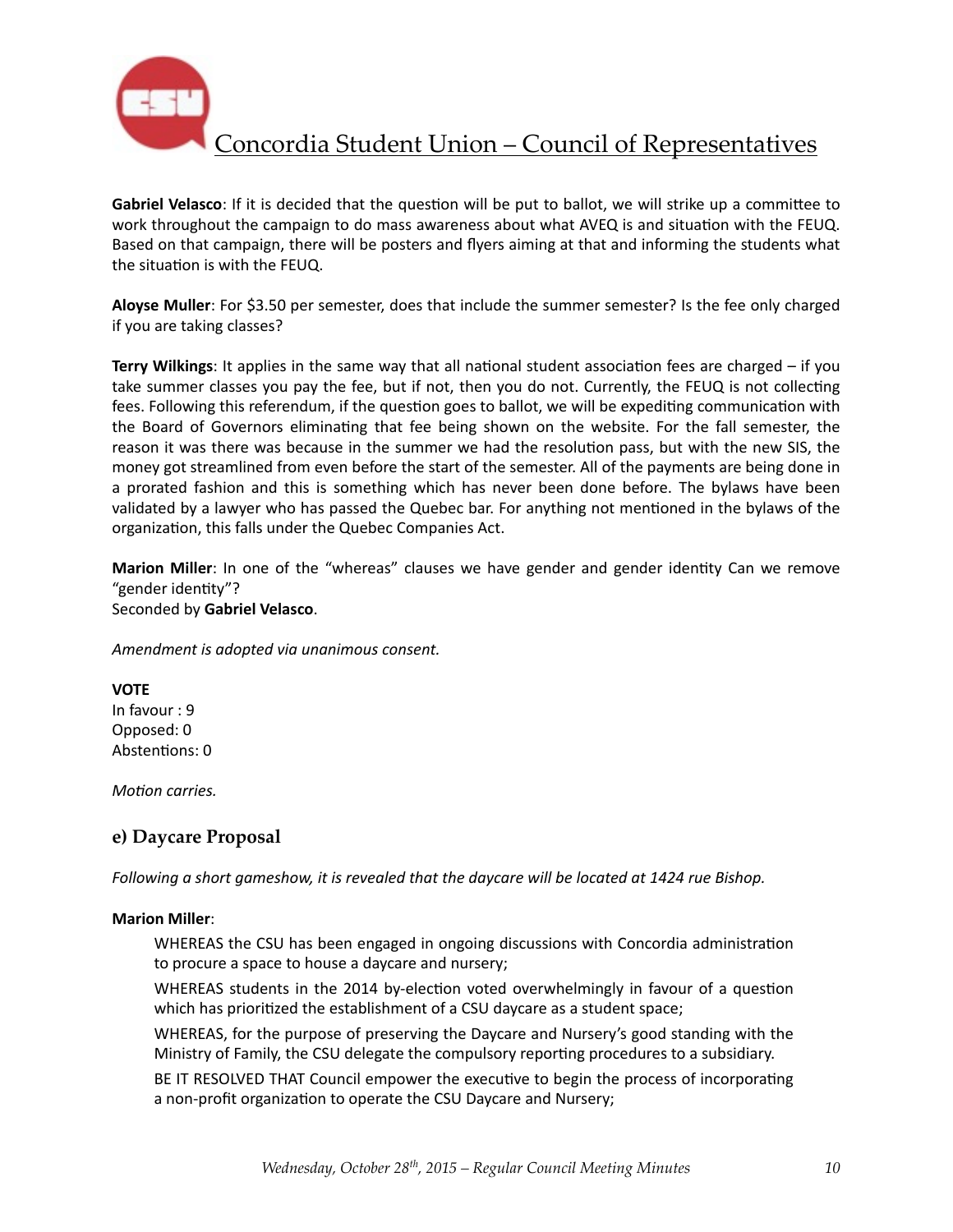**Gabriel Velasco**: If it is decided that the question will be put to ballot, we will strike up a committee to work throughout the campaign to do mass awareness about what AVEQ is and situation with the FEUQ. Based on that campaign, there will be posters and flyers aiming at that and informing the students what the situation is with the FEUQ.

**Aloyse Muller**: For $3.50 per semester, does that include the summer semester? Is the fee only charged if you are taking classes?

**Terry Wilkings**: It applies in the same way that all national student association fees are charged – if you take summer classes you pay the fee, but if not, then you do not. Currently, the FEUQ is not collecting fees. Following this referendum, if the question goes to ballot, we will be expediting communication with the Board of Governors eliminating that fee being shown on the website. For the fall semester, the reason it was there was because in the summer we had the resolution pass, but with the new SIS, the money got streamlined from even before the start of the semester. All of the payments are being done in a prorated fashion and this is something which has never been done before. The bylaws have been validated by a lawyer who has passed the Quebec bar. For anything not mentioned in the bylaws of the organization, this falls under the Quebec Companies Act.

**Marion Miller**: In one of the "whereas" clauses we have gender and gender identity Can we remove "gender identity"?
Seconded by **Gabriel Velasco**.

*Amendment is adopted via unanimous consent.*

**VOTE**
In favour : 9
Opposed: 0
Abstentions: 0

*Motion carries.*

## e) Daycare Proposal

*Following a short gameshow, it is revealed that the daycare will be located at 1424 rue Bishop.*

**Marion Miller**:

> WHEREAS the CSU has been engaged in ongoing discussions with Concordia administration to procure a space to house a daycare and nursery;
>
> WHEREAS students in the 2014 by-election voted overwhelmingly in favour of a question which has prioritized the establishment of a CSU daycare as a student space;
>
> WHEREAS, for the purpose of preserving the Daycare and Nursery's good standing with the Ministry of Family, the CSU delegate the compulsory reporting procedures to a subsidiary.
>
> BE IT RESOLVED THAT Council empower the executive to begin the process of incorporating a non-profit organization to operate the CSU Daycare and Nursery;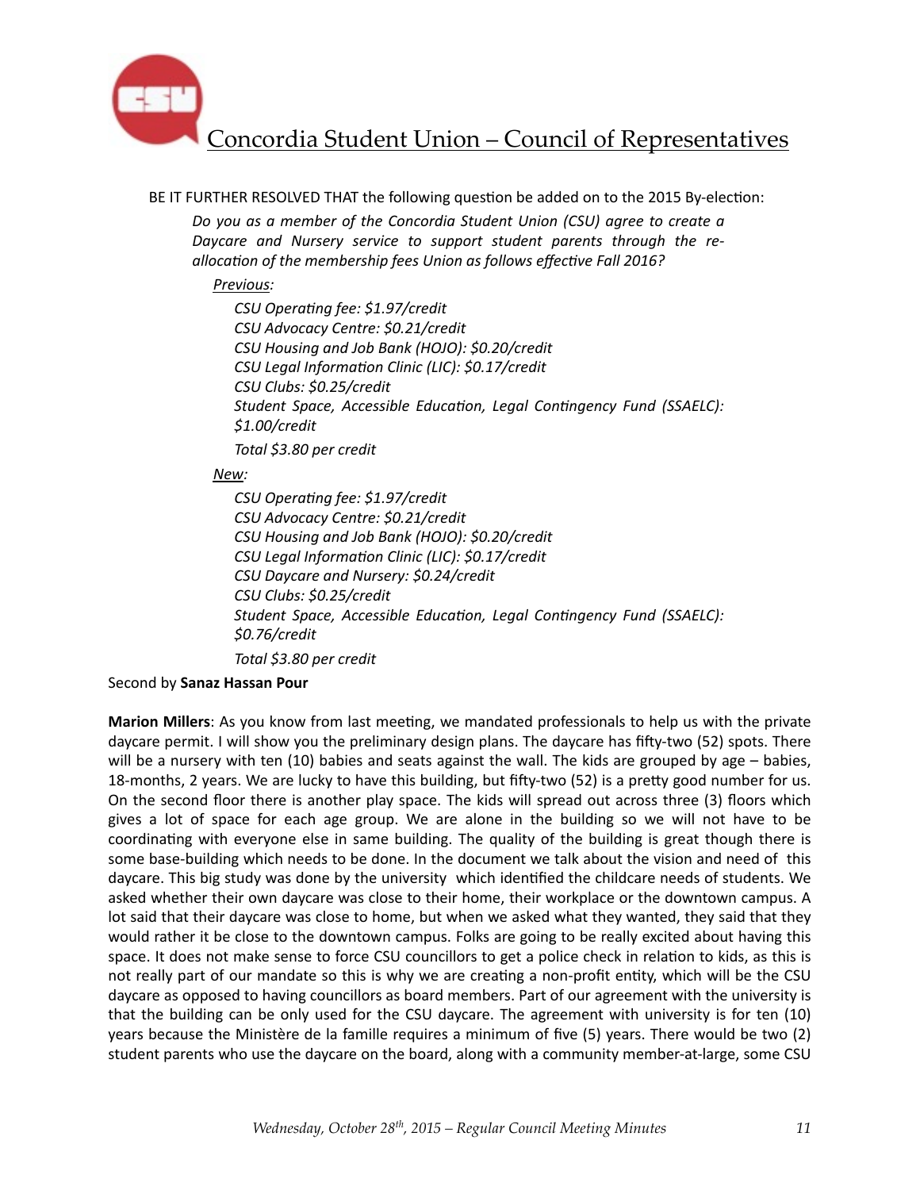BE IT FURTHER RESOLVED THAT the following question be added on to the 2015 By-election:

*Do you as a member of the Concordia Student Union (CSU) agree to create a Daycare and Nursery service to support student parents through the re-allocation of the membership fees Union as follows effective Fall 2016?*

*Previous:*

*CSU Operating fee: $1.97/credit*
*CSU Advocacy Centre: $0.21/credit*
*CSU Housing and Job Bank (HOJO): $0.20/credit*
*CSU Legal Information Clinic (LIC): $0.17/credit*
*CSU Clubs: $0.25/credit*
*Student Space, Accessible Education, Legal Contingency Fund (SSAELC): $1.00/credit*

*Total $3.80 per credit*

*New:*

*CSU Operating fee: $1.97/credit*
*CSU Advocacy Centre: $0.21/credit*
*CSU Housing and Job Bank (HOJO): $0.20/credit*
*CSU Legal Information Clinic (LIC): $0.17/credit*
*CSU Daycare and Nursery: $0.24/credit*
*CSU Clubs: $0.25/credit*
*Student Space, Accessible Education, Legal Contingency Fund (SSAELC): $0.76/credit*

*Total $3.80 per credit*

Second by **Sanaz Hassan Pour**

**Marion Millers**: As you know from last meeting, we mandated professionals to help us with the private daycare permit. I will show you the preliminary design plans. The daycare has fifty-two (52) spots. There will be a nursery with ten (10) babies and seats against the wall. The kids are grouped by age – babies, 18-months, 2 years. We are lucky to have this building, but fifty-two (52) is a pretty good number for us. On the second floor there is another play space. The kids will spread out across three (3) floors which gives a lot of space for each age group. We are alone in the building so we will not have to be coordinating with everyone else in same building. The quality of the building is great though there is some base-building which needs to be done. In the document we talk about the vision and need of this daycare. This big study was done by the university which identified the childcare needs of students. We asked whether their own daycare was close to their home, their workplace or the downtown campus. A lot said that their daycare was close to home, but when we asked what they wanted, they said that they would rather it be close to the downtown campus. Folks are going to be really excited about having this space. It does not make sense to force CSU councillors to get a police check in relation to kids, as this is not really part of our mandate so this is why we are creating a non-profit entity, which will be the CSU daycare as opposed to having councillors as board members. Part of our agreement with the university is that the building can be only used for the CSU daycare. The agreement with university is for ten (10) years because the Ministère de la famille requires a minimum of five (5) years. There would be two (2) student parents who use the daycare on the board, along with a community member-at-large, some CSU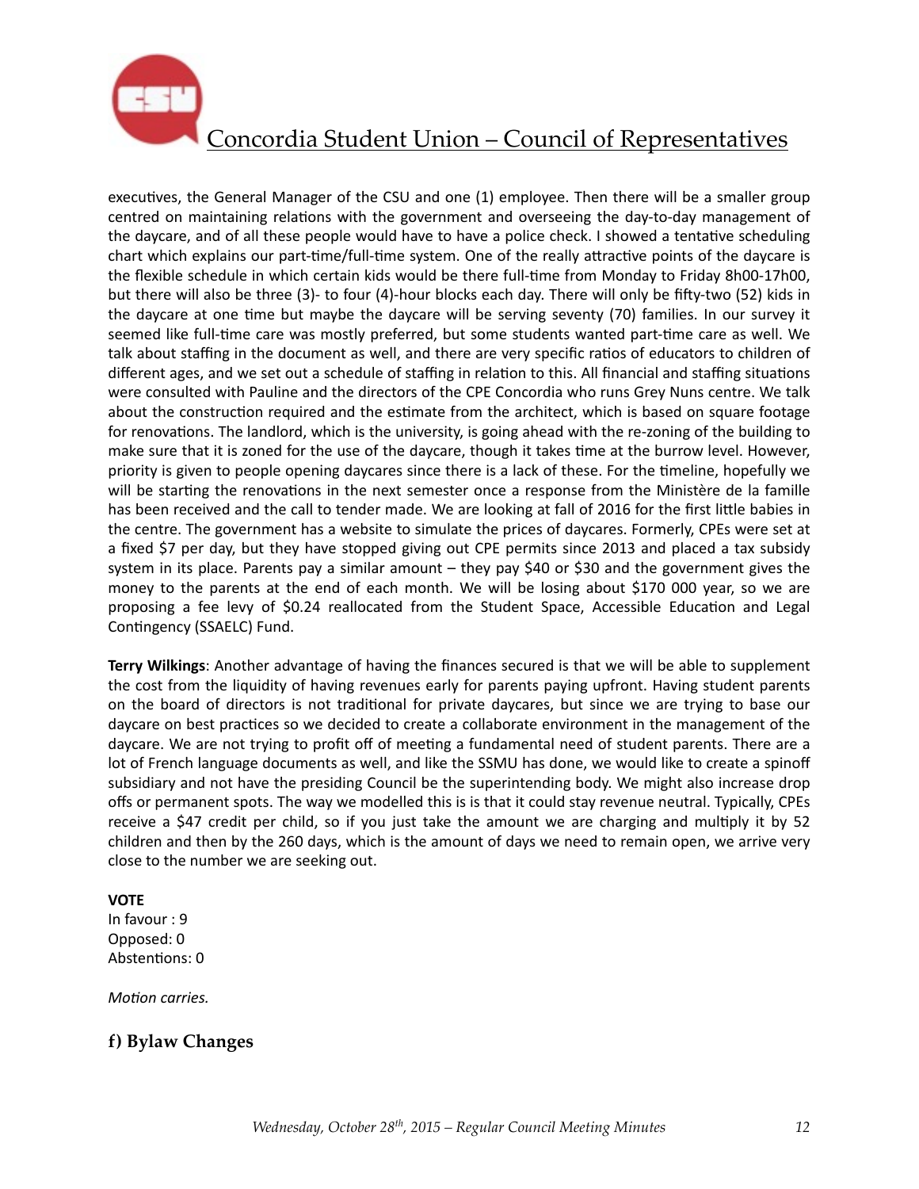executives, the General Manager of the CSU and one (1) employee. Then there will be a smaller group centred on maintaining relations with the government and overseeing the day-to-day management of the daycare, and of all these people would have to have a police check. I showed a tentative scheduling chart which explains our part-time/full-time system. One of the really attractive points of the daycare is the flexible schedule in which certain kids would be there full-time from Monday to Friday 8h00-17h00, but there will also be three (3)- to four (4)-hour blocks each day. There will only be fifty-two (52) kids in the daycare at one time but maybe the daycare will be serving seventy (70) families. In our survey it seemed like full-time care was mostly preferred, but some students wanted part-time care as well. We talk about staffing in the document as well, and there are very specific ratios of educators to children of different ages, and we set out a schedule of staffing in relation to this. All financial and staffing situations were consulted with Pauline and the directors of the CPE Concordia who runs Grey Nuns centre. We talk about the construction required and the estimate from the architect, which is based on square footage for renovations. The landlord, which is the university, is going ahead with the re-zoning of the building to make sure that it is zoned for the use of the daycare, though it takes time at the burrow level. However, priority is given to people opening daycares since there is a lack of these. For the timeline, hopefully we will be starting the renovations in the next semester once a response from the Ministère de la famille has been received and the call to tender made. We are looking at fall of 2016 for the first little babies in the centre. The government has a website to simulate the prices of daycares. Formerly, CPEs were set at a fixed $7 per day, but they have stopped giving out CPE permits since 2013 and placed a tax subsidy system in its place. Parents pay a similar amount – they pay $40 or $30 and the government gives the money to the parents at the end of each month. We will be losing about $170 000 year, so we are proposing a fee levy of $0.24 reallocated from the Student Space, Accessible Education and Legal Contingency (SSAELC) Fund.

**Terry Wilkings**: Another advantage of having the finances secured is that we will be able to supplement the cost from the liquidity of having revenues early for parents paying upfront. Having student parents on the board of directors is not traditional for private daycares, but since we are trying to base our daycare on best practices so we decided to create a collaborate environment in the management of the daycare. We are not trying to profit off of meeting a fundamental need of student parents. There are a lot of French language documents as well, and like the SSMU has done, we would like to create a spinoff subsidiary and not have the presiding Council be the superintending body. We might also increase drop offs or permanent spots. The way we modelled this is is that it could stay revenue neutral. Typically, CPEs receive a $47 credit per child, so if you just take the amount we are charging and multiply it by 52 children and then by the 260 days, which is the amount of days we need to remain open, we arrive very close to the number we are seeking out.

**VOTE**
In favour : 9
Opposed: 0
Abstentions: 0

*Motion carries.*

### f) Bylaw Changes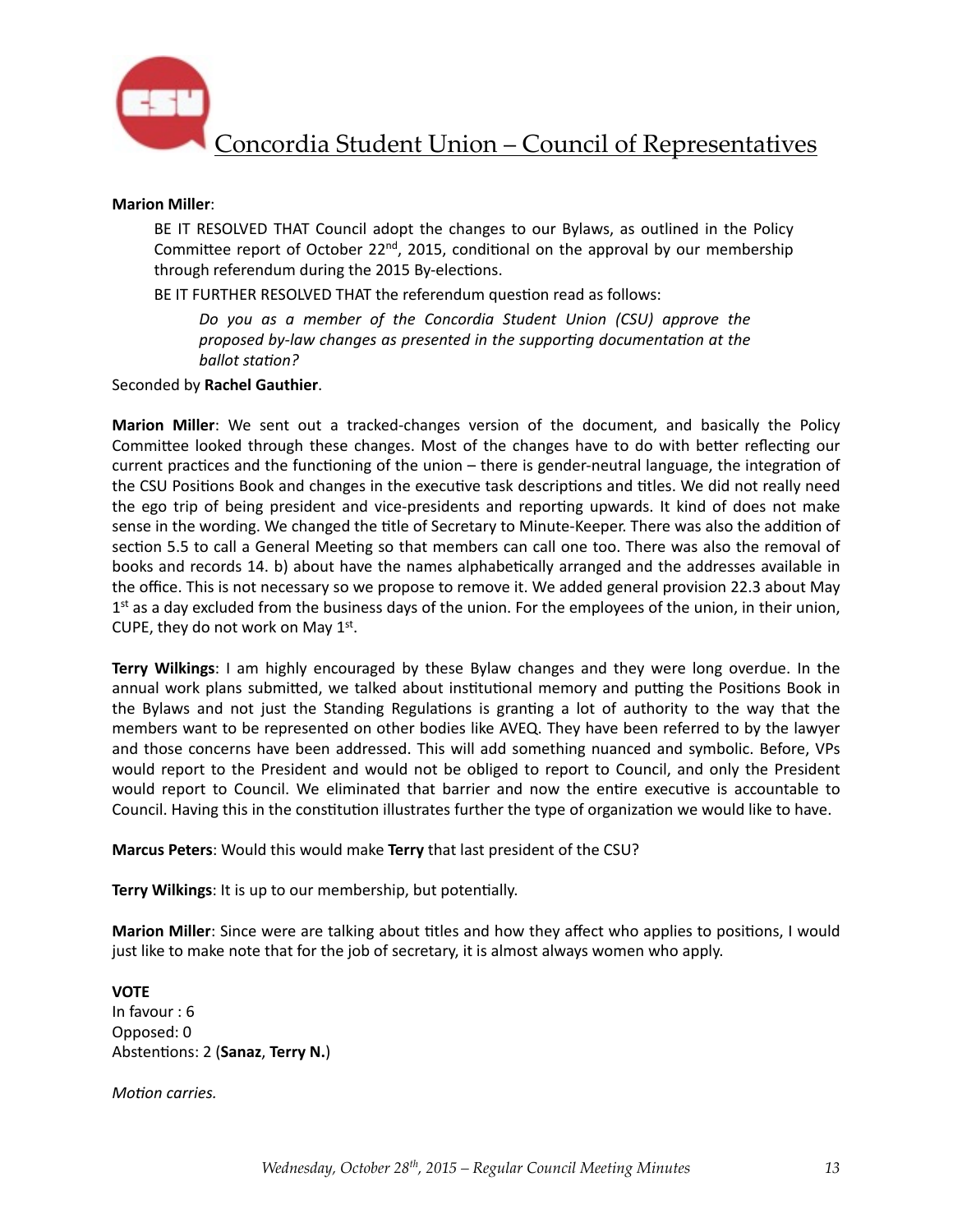**Marion Miller**:

> BE IT RESOLVED THAT Council adopt the changes to our Bylaws, as outlined in the Policy Committee report of October 22nd, 2015, conditional on the approval by our membership through referendum during the 2015 By-elections.
>
> BE IT FURTHER RESOLVED THAT the referendum question read as follows:
>
> > *Do you as a member of the Concordia Student Union (CSU) approve the proposed by-law changes as presented in the supporting documentation at the ballot station?*

Seconded by **Rachel Gauthier**.

**Marion Miller**: We sent out a tracked-changes version of the document, and basically the Policy Committee looked through these changes. Most of the changes have to do with better reflecting our current practices and the functioning of the union – there is gender-neutral language, the integration of the CSU Positions Book and changes in the executive task descriptions and titles. We did not really need the ego trip of being president and vice-presidents and reporting upwards. It kind of does not make sense in the wording. We changed the title of Secretary to Minute-Keeper. There was also the addition of section 5.5 to call a General Meeting so that members can call one too. There was also the removal of books and records 14. b) about have the names alphabetically arranged and the addresses available in the office. This is not necessary so we propose to remove it. We added general provision 22.3 about May 1st as a day excluded from the business days of the union. For the employees of the union, in their union, CUPE, they do not work on May 1st.

**Terry Wilkings**: I am highly encouraged by these Bylaw changes and they were long overdue. In the annual work plans submitted, we talked about institutional memory and putting the Positions Book in the Bylaws and not just the Standing Regulations is granting a lot of authority to the way that the members want to be represented on other bodies like AVEQ. They have been referred to by the lawyer and those concerns have been addressed. This will add something nuanced and symbolic. Before, VPs would report to the President and would not be obliged to report to Council, and only the President would report to Council. We eliminated that barrier and now the entire executive is accountable to Council. Having this in the constitution illustrates further the type of organization we would like to have.

**Marcus Peters**: Would this would make **Terry** that last president of the CSU?

**Terry Wilkings**: It is up to our membership, but potentially.

**Marion Miller**: Since were are talking about titles and how they affect who applies to positions, I would just like to make note that for the job of secretary, it is almost always women who apply.

**VOTE**
In favour : 6
Opposed: 0
Abstentions: 2 (**Sanaz**, **Terry N.**)

*Motion carries.*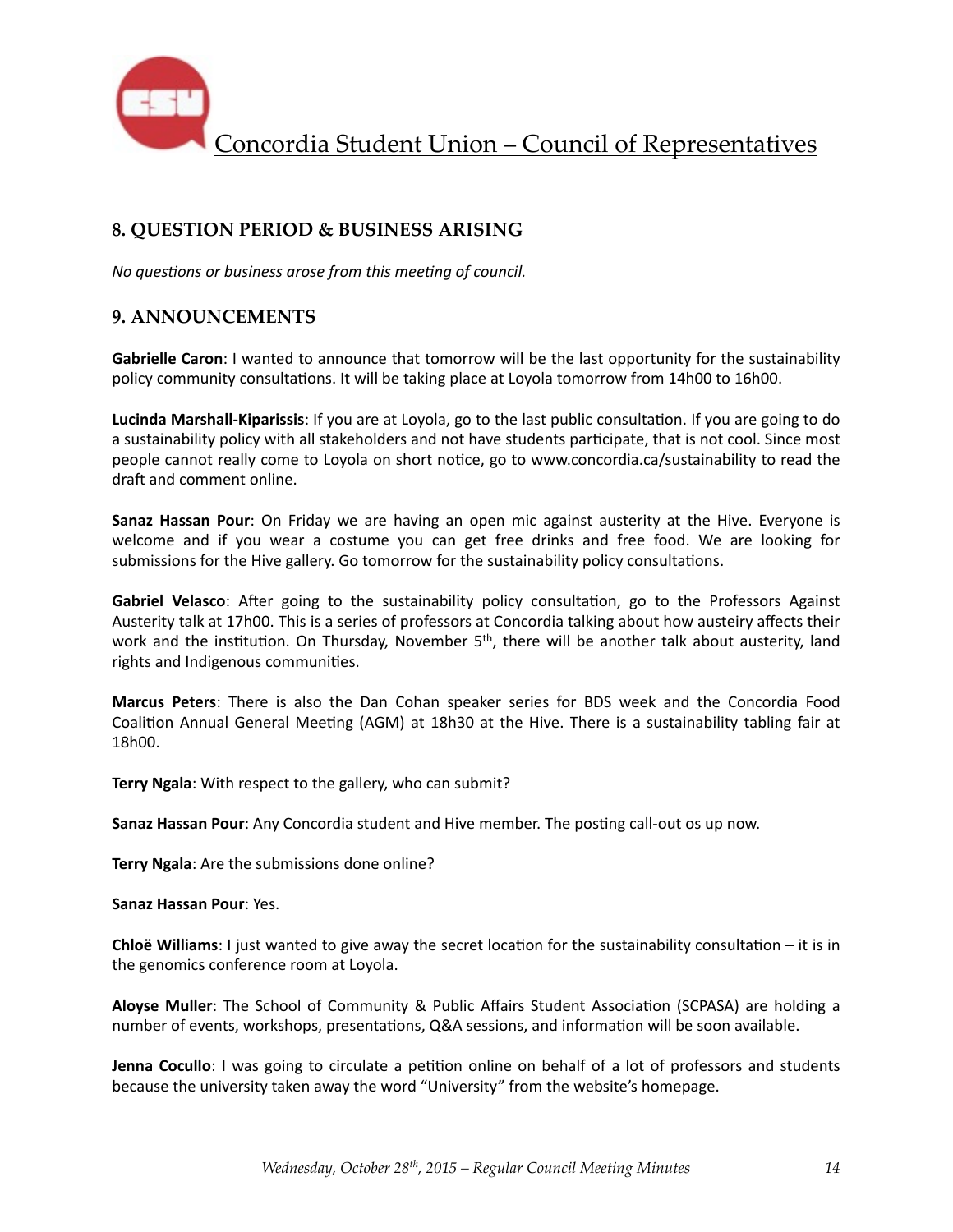## 8. QUESTION PERIOD & BUSINESS ARISING

*No questions or business arose from this meeting of council.*

## 9. ANNOUNCEMENTS

**Gabrielle Caron**: I wanted to announce that tomorrow will be the last opportunity for the sustainability policy community consultations. It will be taking place at Loyola tomorrow from 14h00 to 16h00.

**Lucinda Marshall-Kiparissis**: If you are at Loyola, go to the last public consultation. If you are going to do a sustainability policy with all stakeholders and not have students participate, that is not cool. Since most people cannot really come to Loyola on short notice, go to www.concordia.ca/sustainability to read the draft and comment online.

**Sanaz Hassan Pour**: On Friday we are having an open mic against austerity at the Hive. Everyone is welcome and if you wear a costume you can get free drinks and free food. We are looking for submissions for the Hive gallery. Go tomorrow for the sustainability policy consultations.

**Gabriel Velasco**: After going to the sustainability policy consultation, go to the Professors Against Austerity talk at 17h00. This is a series of professors at Concordia talking about how austeiry affects their work and the institution. On Thursday, November 5th, there will be another talk about austerity, land rights and Indigenous communities.

**Marcus Peters**: There is also the Dan Cohan speaker series for BDS week and the Concordia Food Coalition Annual General Meeting (AGM) at 18h30 at the Hive. There is a sustainability tabling fair at 18h00.

**Terry Ngala**: With respect to the gallery, who can submit?

**Sanaz Hassan Pour**: Any Concordia student and Hive member. The posting call-out os up now.

**Terry Ngala**: Are the submissions done online?

**Sanaz Hassan Pour**: Yes.

**Chloë Williams**: I just wanted to give away the secret location for the sustainability consultation – it is in the genomics conference room at Loyola.

**Aloyse Muller**: The School of Community & Public Affairs Student Association (SCPASA) are holding a number of events, workshops, presentations, Q&A sessions, and information will be soon available.

**Jenna Cocullo**: I was going to circulate a petition online on behalf of a lot of professors and students because the university taken away the word "University" from the website's homepage.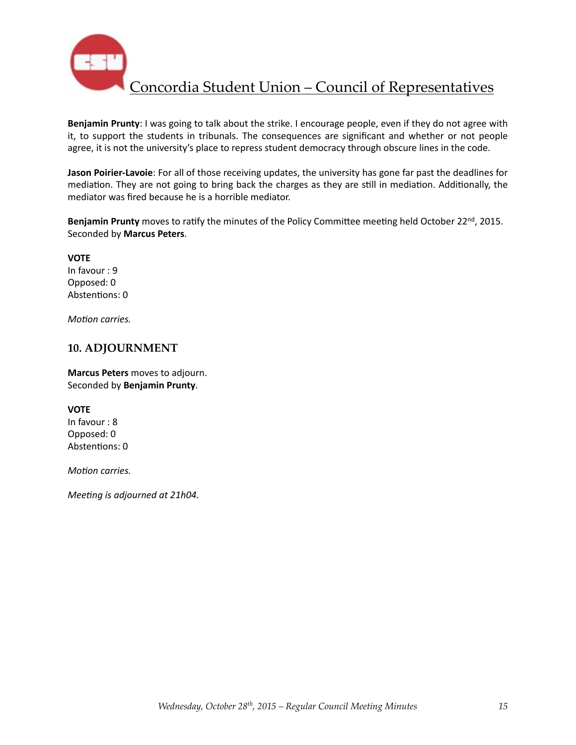**Benjamin Prunty**: I was going to talk about the strike. I encourage people, even if they do not agree with it, to support the students in tribunals. The consequences are significant and whether or not people agree, it is not the university's place to repress student democracy through obscure lines in the code.

**Jason Poirier-Lavoie**: For all of those receiving updates, the university has gone far past the deadlines for mediation. They are not going to bring back the charges as they are still in mediation. Additionally, the mediator was fired because he is a horrible mediator.

**Benjamin Prunty** moves to ratify the minutes of the Policy Committee meeting held October 22nd, 2015. Seconded by **Marcus Peters**.

**VOTE**
In favour : 9
Opposed: 0
Abstentions: 0

*Motion carries.*

## 10. ADJOURNMENT

**Marcus Peters** moves to adjourn.
Seconded by **Benjamin Prunty**.

**VOTE**
In favour : 8
Opposed: 0
Abstentions: 0

*Motion carries.*

*Meeting is adjourned at 21h04.*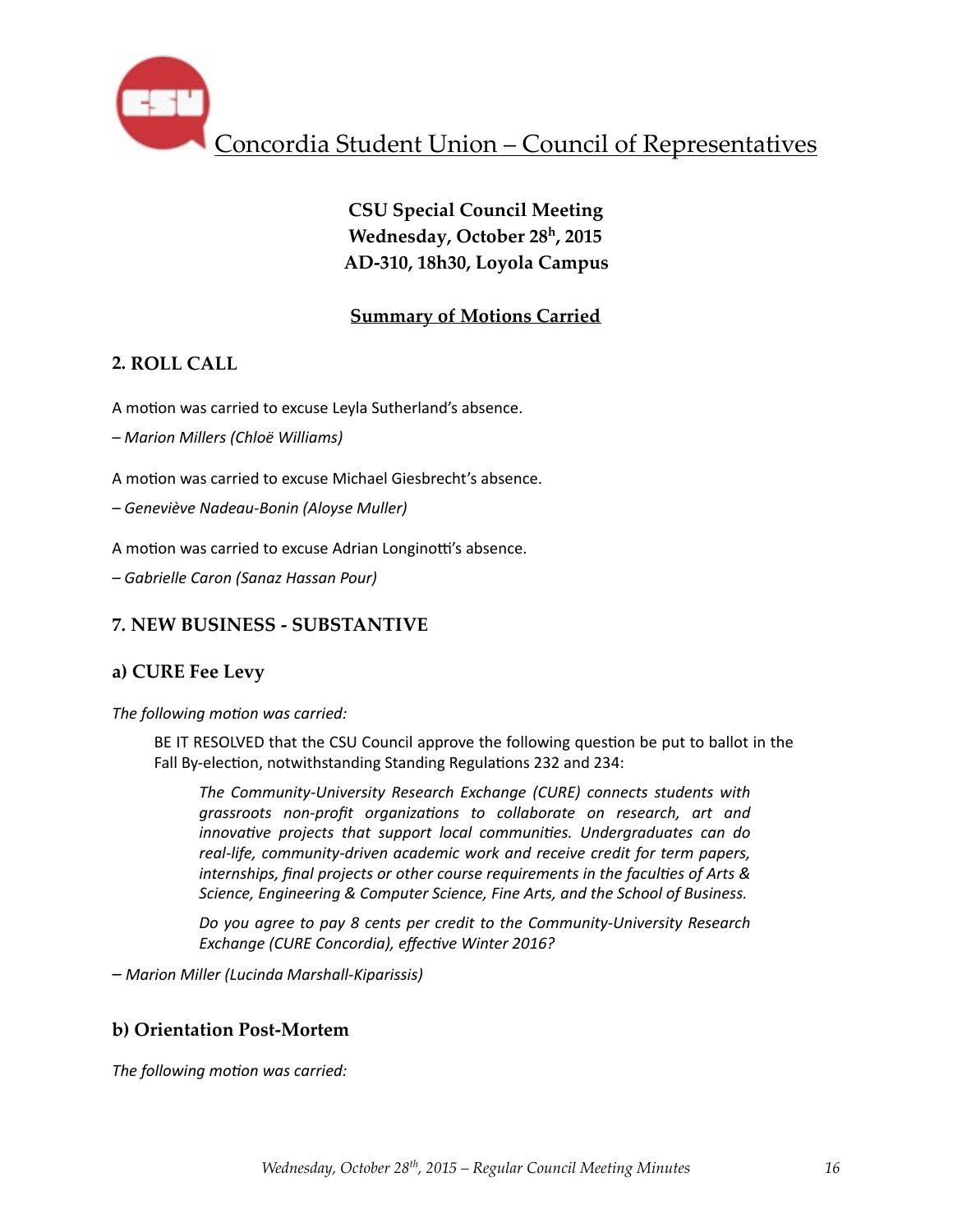# Concordia Student Union – Council of Representatives

**CSU Special Council Meeting**
**Wednesday, October 28h, 2015**
**AD-310, 18h30, Loyola Campus**

**Summary of Motions Carried**

## 2. ROLL CALL

A motion was carried to excuse Leyla Sutherland's absence.

*– Marion Millers (Chloë Williams)*

A motion was carried to excuse Michael Giesbrecht's absence.

*– Geneviève Nadeau-Bonin (Aloyse Muller)*

A motion was carried to excuse Adrian Longinotti's absence.

*– Gabrielle Caron (Sanaz Hassan Pour)*

## 7. NEW BUSINESS - SUBSTANTIVE

### a) CURE Fee Levy

*The following motion was carried:*

> BE IT RESOLVED that the CSU Council approve the following question be put to ballot in the Fall By-election, notwithstanding Standing Regulations 232 and 234:
>
> > *The Community-University Research Exchange (CURE) connects students with grassroots non-profit organizations to collaborate on research, art and innovative projects that support local communities. Undergraduates can do real-life, community-driven academic work and receive credit for term papers, internships, final projects or other course requirements in the faculties of Arts & Science, Engineering & Computer Science, Fine Arts, and the School of Business.*
> >
> > *Do you agree to pay 8 cents per credit to the Community-University Research Exchange (CURE Concordia), effective Winter 2016?*

*– Marion Miller (Lucinda Marshall-Kiparissis)*

### b) Orientation Post-Mortem

*The following motion was carried:*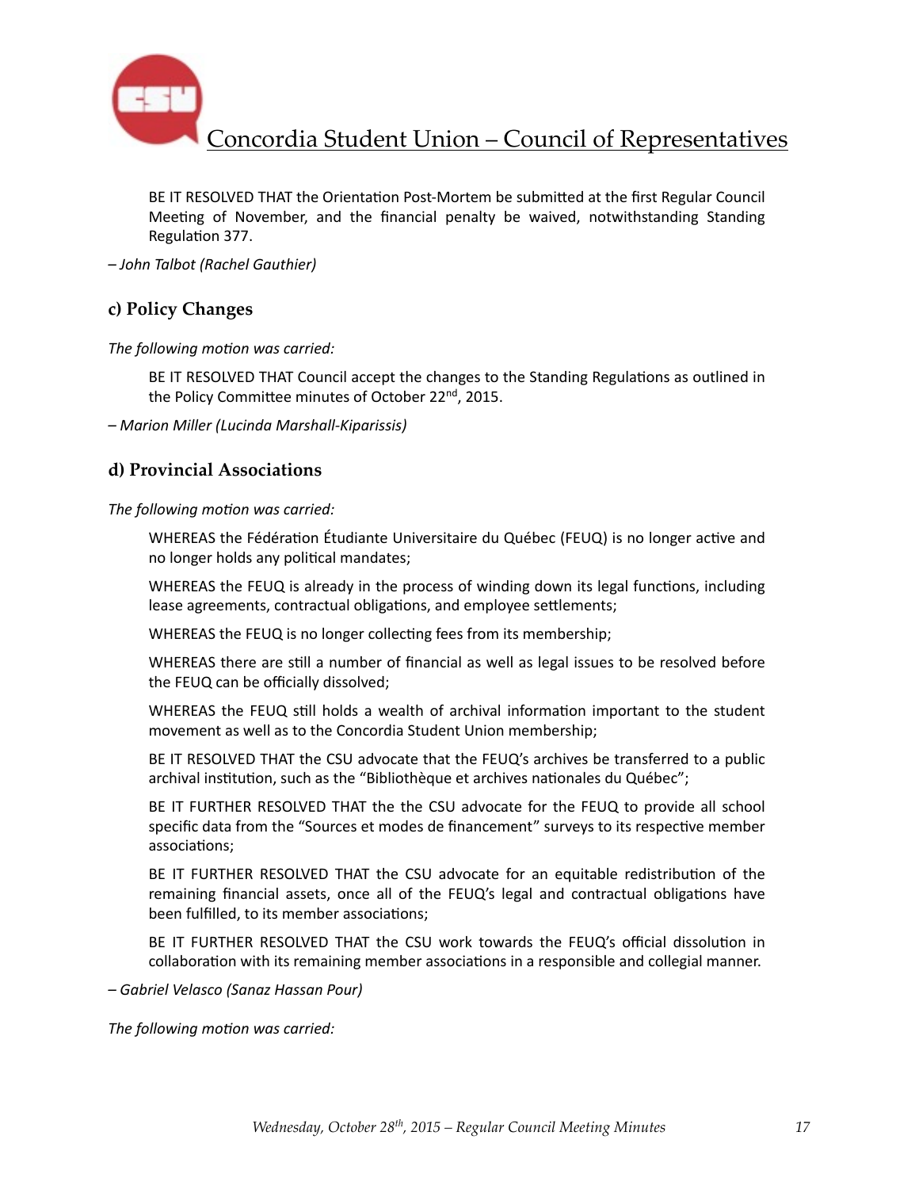BE IT RESOLVED THAT the Orientation Post-Mortem be submitted at the first Regular Council Meeting of November, and the financial penalty be waived, notwithstanding Standing Regulation 377.

*– John Talbot (Rachel Gauthier)*

### c) Policy Changes

*The following motion was carried:*

BE IT RESOLVED THAT Council accept the changes to the Standing Regulations as outlined in the Policy Committee minutes of October 22nd, 2015.

*– Marion Miller (Lucinda Marshall-Kiparissis)*

### d) Provincial Associations

*The following motion was carried:*

WHEREAS the Fédération Étudiante Universitaire du Québec (FEUQ) is no longer active and no longer holds any political mandates;

WHEREAS the FEUQ is already in the process of winding down its legal functions, including lease agreements, contractual obligations, and employee settlements;

WHEREAS the FEUQ is no longer collecting fees from its membership;

WHEREAS there are still a number of financial as well as legal issues to be resolved before the FEUQ can be officially dissolved;

WHEREAS the FEUQ still holds a wealth of archival information important to the student movement as well as to the Concordia Student Union membership;

BE IT RESOLVED THAT the CSU advocate that the FEUQ's archives be transferred to a public archival institution, such as the "Bibliothèque et archives nationales du Québec";

BE IT FURTHER RESOLVED THAT the the CSU advocate for the FEUQ to provide all school specific data from the "Sources et modes de financement" surveys to its respective member associations;

BE IT FURTHER RESOLVED THAT the CSU advocate for an equitable redistribution of the remaining financial assets, once all of the FEUQ's legal and contractual obligations have been fulfilled, to its member associations;

BE IT FURTHER RESOLVED THAT the CSU work towards the FEUQ's official dissolution in collaboration with its remaining member associations in a responsible and collegial manner.

*– Gabriel Velasco (Sanaz Hassan Pour)*

*The following motion was carried:*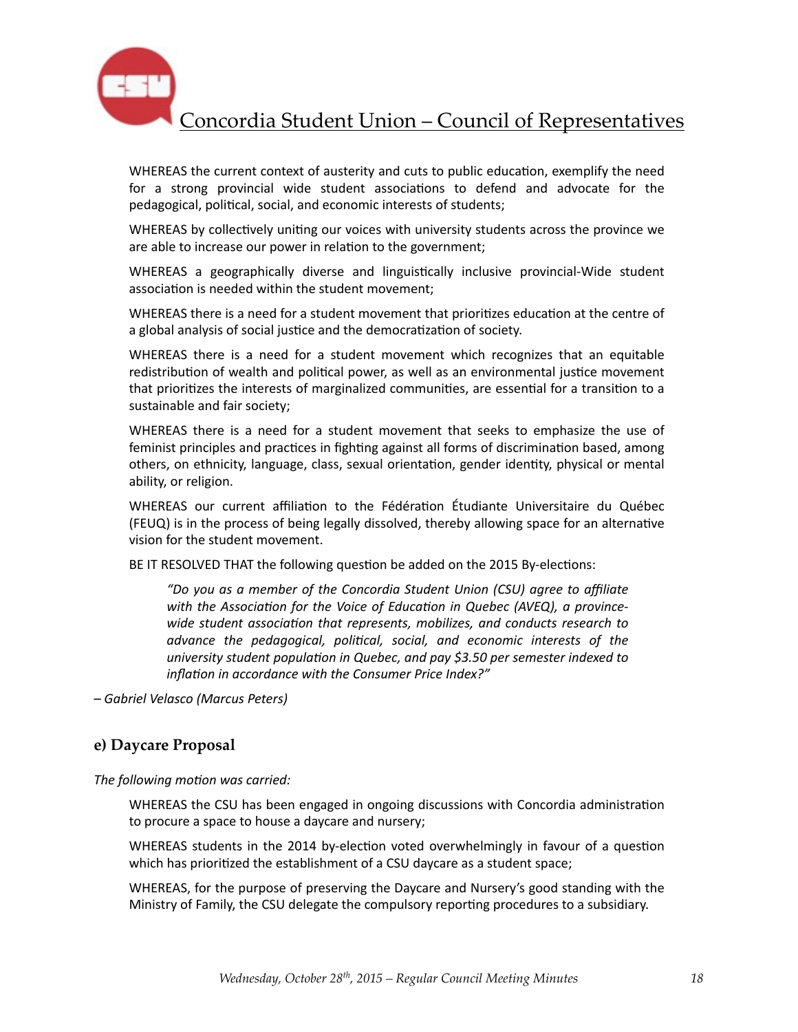WHEREAS the current context of austerity and cuts to public education, exemplify the need for a strong provincial wide student associations to defend and advocate for the pedagogical, political, social, and economic interests of students;

WHEREAS by collectively uniting our voices with university students across the province we are able to increase our power in relation to the government;

WHEREAS a geographically diverse and linguistically inclusive provincial-Wide student association is needed within the student movement;

WHEREAS there is a need for a student movement that prioritizes education at the centre of a global analysis of social justice and the democratization of society.

WHEREAS there is a need for a student movement which recognizes that an equitable redistribution of wealth and political power, as well as an environmental justice movement that prioritizes the interests of marginalized communities, are essential for a transition to a sustainable and fair society;

WHEREAS there is a need for a student movement that seeks to emphasize the use of feminist principles and practices in fighting against all forms of discrimination based, among others, on ethnicity, language, class, sexual orientation, gender identity, physical or mental ability, or religion.

WHEREAS our current affiliation to the Fédération Étudiante Universitaire du Québec (FEUQ) is in the process of being legally dissolved, thereby allowing space for an alternative vision for the student movement.

BE IT RESOLVED THAT the following question be added on the 2015 By-elections:

> *"Do you as a member of the Concordia Student Union (CSU) agree to affiliate with the Association for the Voice of Education in Quebec (AVEQ), a province-wide student association that represents, mobilizes, and conducts research to advance the pedagogical, political, social, and economic interests of the university student population in Quebec, and pay $3.50 per semester indexed to inflation in accordance with the Consumer Price Index?"*

*– Gabriel Velasco (Marcus Peters)*

### e) Daycare Proposal

*The following motion was carried:*

WHEREAS the CSU has been engaged in ongoing discussions with Concordia administration to procure a space to house a daycare and nursery;

WHEREAS students in the 2014 by-election voted overwhelmingly in favour of a question which has prioritized the establishment of a CSU daycare as a student space;

WHEREAS, for the purpose of preserving the Daycare and Nursery's good standing with the Ministry of Family, the CSU delegate the compulsory reporting procedures to a subsidiary.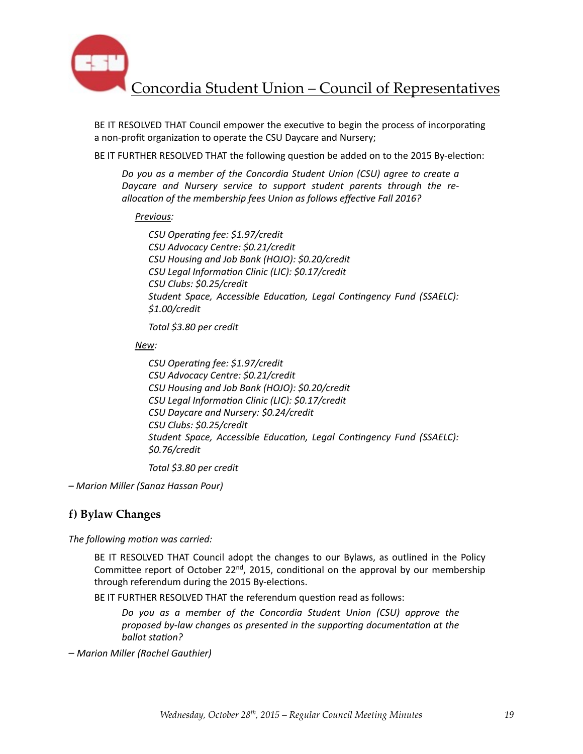BE IT RESOLVED THAT Council empower the executive to begin the process of incorporating a non-profit organization to operate the CSU Daycare and Nursery;

BE IT FURTHER RESOLVED THAT the following question be added on to the 2015 By-election:

> *Do you as a member of the Concordia Student Union (CSU) agree to create a Daycare and Nursery service to support student parents through the re-allocation of the membership fees Union as follows effective Fall 2016?*
>
> *Previous:*
>
> *CSU Operating fee: $1.97/credit*
> *CSU Advocacy Centre: $0.21/credit*
> *CSU Housing and Job Bank (HOJO): $0.20/credit*
> *CSU Legal Information Clinic (LIC): $0.17/credit*
> *CSU Clubs: $0.25/credit*
> *Student Space, Accessible Education, Legal Contingency Fund (SSAELC): $1.00/credit*
>
> *Total $3.80 per credit*
>
> *New:*
>
> *CSU Operating fee: $1.97/credit*
> *CSU Advocacy Centre: $0.21/credit*
> *CSU Housing and Job Bank (HOJO): $0.20/credit*
> *CSU Legal Information Clinic (LIC): $0.17/credit*
> *CSU Daycare and Nursery: $0.24/credit*
> *CSU Clubs: $0.25/credit*
> *Student Space, Accessible Education, Legal Contingency Fund (SSAELC): $0.76/credit*
>
> *Total $3.80 per credit*

*– Marion Miller (Sanaz Hassan Pour)*

## f) Bylaw Changes

*The following motion was carried:*

BE IT RESOLVED THAT Council adopt the changes to our Bylaws, as outlined in the Policy Committee report of October 22nd, 2015, conditional on the approval by our membership through referendum during the 2015 By-elections.

BE IT FURTHER RESOLVED THAT the referendum question read as follows:

> *Do you as a member of the Concordia Student Union (CSU) approve the proposed by-law changes as presented in the supporting documentation at the ballot station?*

*– Marion Miller (Rachel Gauthier)*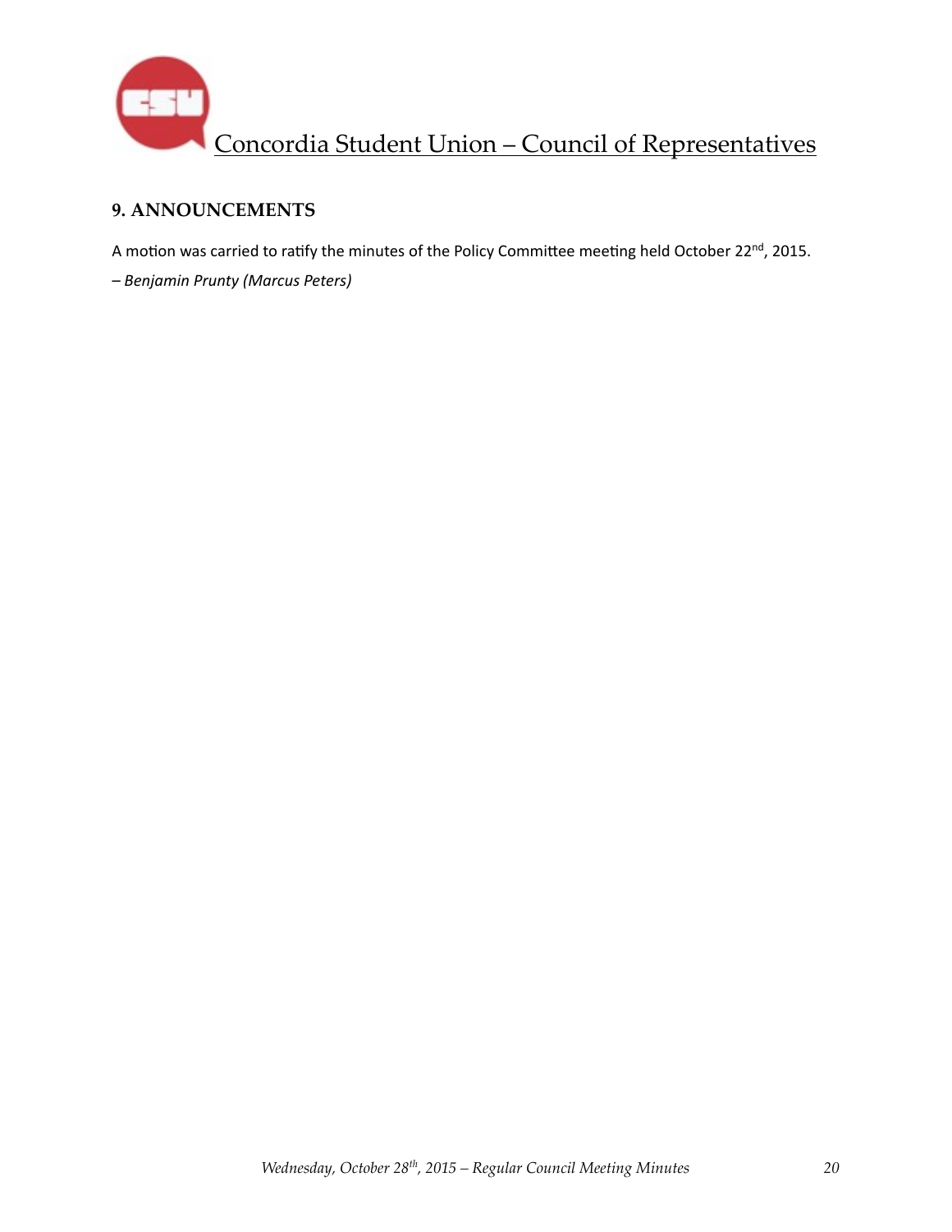## 9. ANNOUNCEMENTS

A motion was carried to ratify the minutes of the Policy Committee meeting held October 22nd, 2015.

– *Benjamin Prunty (Marcus Peters)*